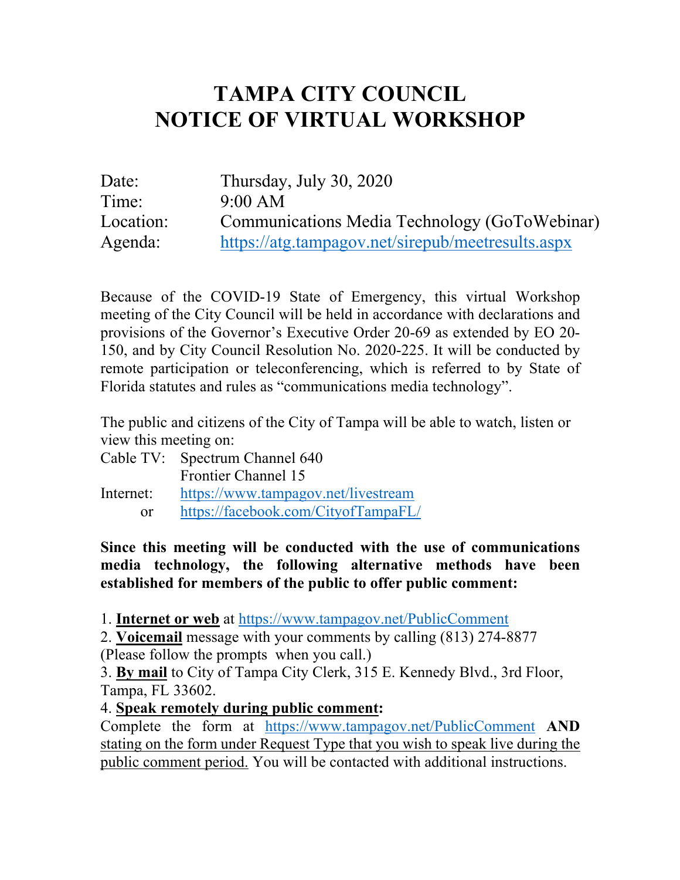# TAMPA CITY COUNCIL
# NOTICE OF VIRTUAL WORKSHOP

| | |
|---|---|
| Date: | Thursday, July 30, 2020 |
| Time: | 9:00 AM |
| Location: | Communications Media Technology (GoToWebinar) |
| Agenda: | https://atg.tampagov.net/sirepub/meetresults.aspx |

Because of the COVID-19 State of Emergency, this virtual Workshop meeting of the City Council will be held in accordance with declarations and provisions of the Governor's Executive Order 20-69 as extended by EO 20-150, and by City Council Resolution No. 2020-225. It will be conducted by remote participation or teleconferencing, which is referred to by State of Florida statutes and rules as "communications media technology".

The public and citizens of the City of Tampa will be able to watch, listen or view this meeting on:

Cable TV: Spectrum Channel 640
Frontier Channel 15

Internet: https://www.tampagov.net/livestream
or https://facebook.com/CityofTampaFL/

**Since this meeting will be conducted with the use of communications media technology, the following alternative methods have been established for members of the public to offer public comment:**

1. **Internet or web** at https://www.tampagov.net/PublicComment
2. **Voicemail** message with your comments by calling (813) 274-8877 (Please follow the prompts when you call.)
3. **By mail** to City of Tampa City Clerk, 315 E. Kennedy Blvd., 3rd Floor, Tampa, FL 33602.
4. **Speak remotely during public comment:**
Complete the form at https://www.tampagov.net/PublicComment **AND** stating on the form under Request Type that you wish to speak live during the public comment period. You will be contacted with additional instructions.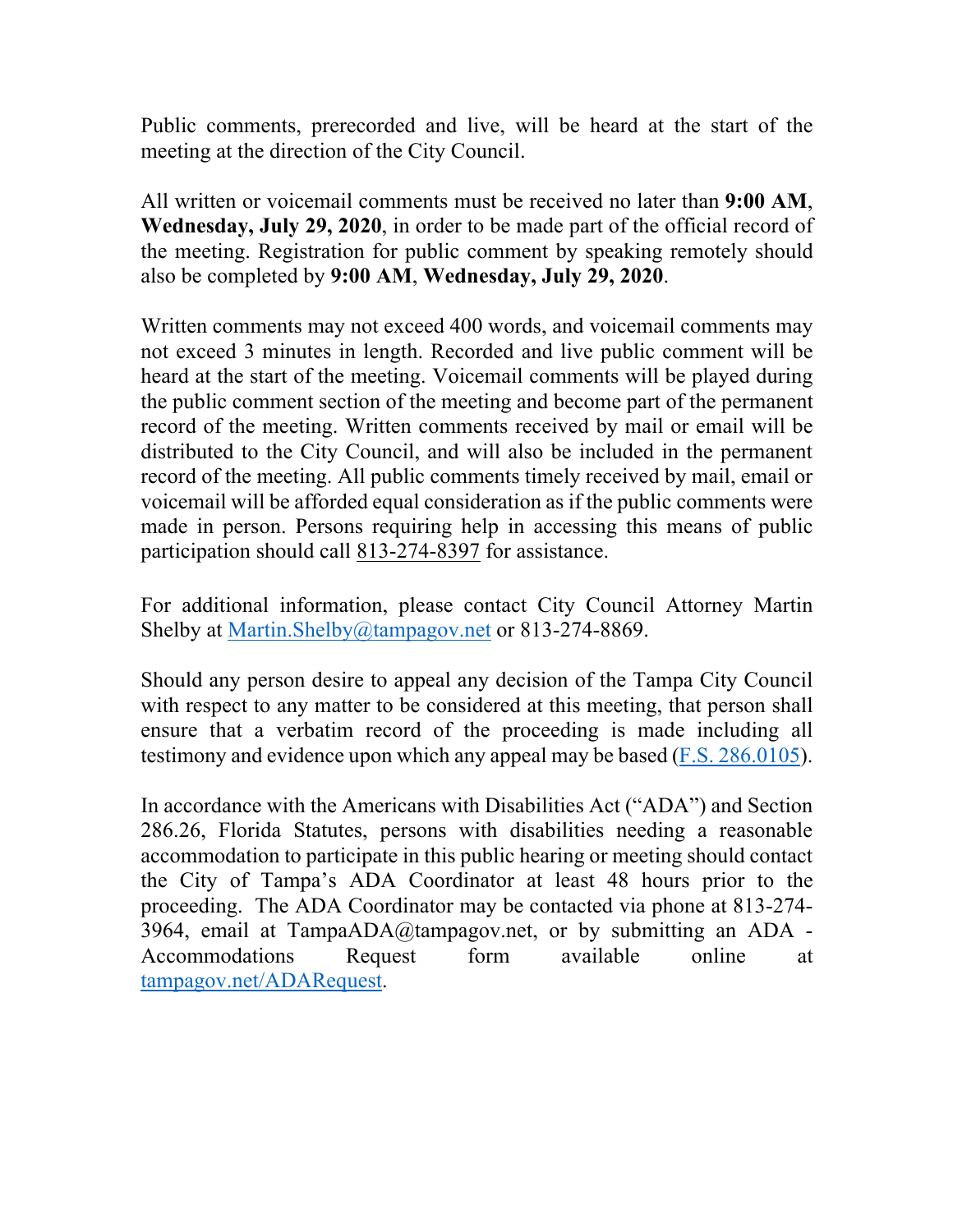Public comments, prerecorded and live, will be heard at the start of the meeting at the direction of the City Council.

All written or voicemail comments must be received no later than **9:00 AM**, **Wednesday, July 29, 2020**, in order to be made part of the official record of the meeting. Registration for public comment by speaking remotely should also be completed by **9:00 AM**, **Wednesday, July 29, 2020**.

Written comments may not exceed 400 words, and voicemail comments may not exceed 3 minutes in length. Recorded and live public comment will be heard at the start of the meeting. Voicemail comments will be played during the public comment section of the meeting and become part of the permanent record of the meeting. Written comments received by mail or email will be distributed to the City Council, and will also be included in the permanent record of the meeting. All public comments timely received by mail, email or voicemail will be afforded equal consideration as if the public comments were made in person. Persons requiring help in accessing this means of public participation should call 813-274-8397 for assistance.

For additional information, please contact City Council Attorney Martin Shelby at Martin.Shelby@tampagov.net or 813-274-8869.

Should any person desire to appeal any decision of the Tampa City Council with respect to any matter to be considered at this meeting, that person shall ensure that a verbatim record of the proceeding is made including all testimony and evidence upon which any appeal may be based (F.S. 286.0105).

In accordance with the Americans with Disabilities Act ("ADA") and Section 286.26, Florida Statutes, persons with disabilities needing a reasonable accommodation to participate in this public hearing or meeting should contact the City of Tampa's ADA Coordinator at least 48 hours prior to the proceeding. The ADA Coordinator may be contacted via phone at 813-274-3964, email at TampaADA@tampagov.net, or by submitting an ADA - Accommodations Request form available online at tampagov.net/ADARequest.